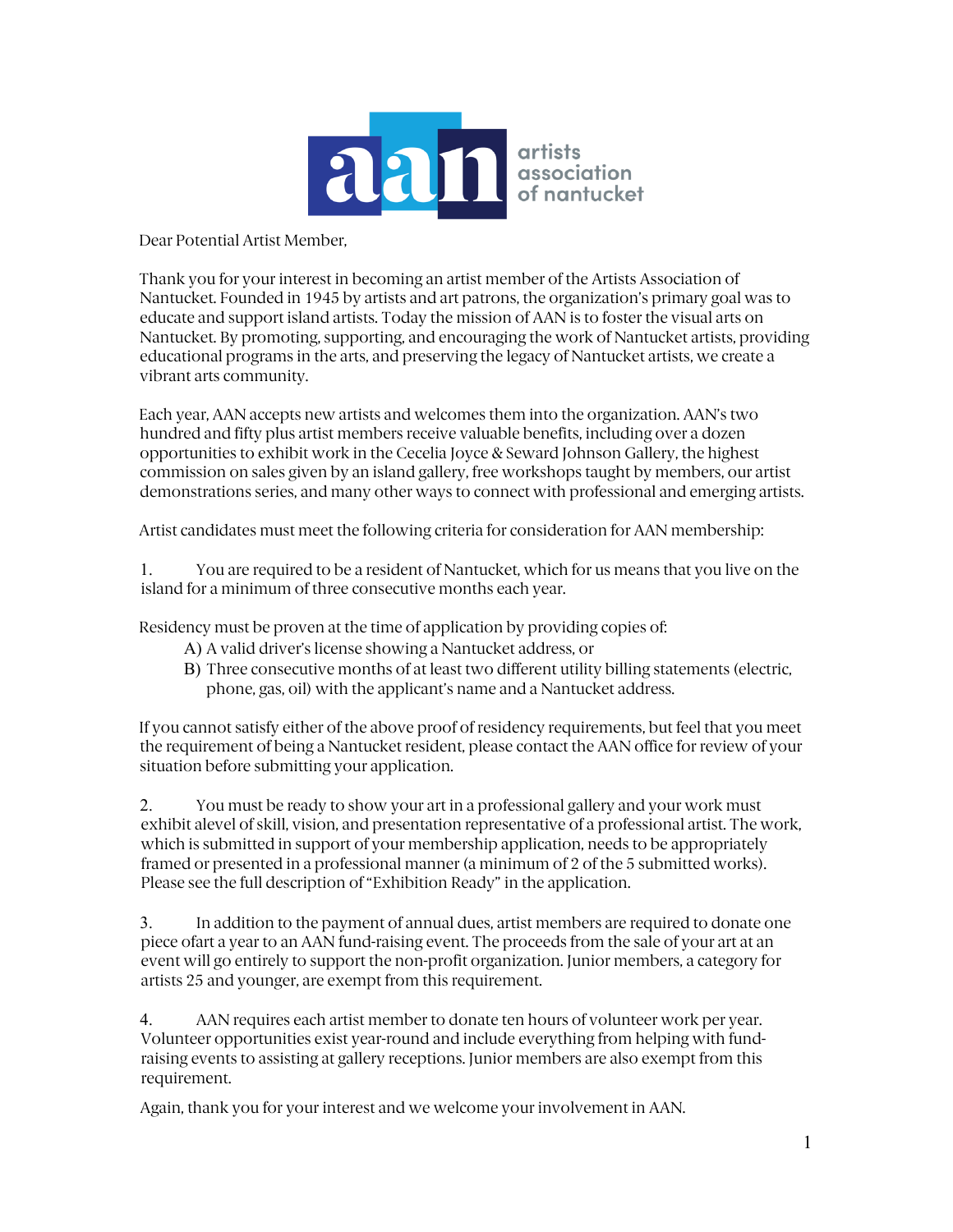artists association of nantucket

Dear Potential Artist Member,

Thank you for your interest in becoming an artist member of the Artists Association of Nantucket. Founded in 1945 by artists and art patrons, the organization's primary goal was to educate and support island artists. Today the mission of AAN is to foster the visual arts on Nantucket. By promoting, supporting, and encouraging the work of Nantucket artists, providing educational programs in the arts, and preserving the legacy of Nantucket artists, we create a vibrant arts community.

Each year, AAN accepts new artists and welcomes them into the organization. AAN's two hundred and fifty plus artist members receive valuable benefits, including over a dozen opportunities to exhibit work in the Cecelia Joyce & Seward Johnson Gallery, the highest commission on sales given by an island gallery, free workshops taught by members, our artist demonstrations series, and many other ways to connect with professional and emerging artists.

Artist candidates must meet the following criteria for consideration for AAN membership:

1. You are required to be a resident of Nantucket, which for us means that you live on the island for a minimum of three consecutive months each year.

Residency must be proven at the time of application by providing copies of:

A) A valid driver's license showing a Nantucket address, or
B) Three consecutive months of at least two different utility billing statements (electric, phone, gas, oil) with the applicant's name and a Nantucket address.

If you cannot satisfy either of the above proof of residency requirements, but feel that you meet the requirement of being a Nantucket resident, please contact the AAN office for review of your situation before submitting your application.

2. You must be ready to show your art in a professional gallery and your work must exhibit alevel of skill, vision, and presentation representative of a professional artist. The work, which is submitted in support of your membership application, needs to be appropriately framed or presented in a professional manner (a minimum of 2 of the 5 submitted works). Please see the full description of "Exhibition Ready" in the application.

3. In addition to the payment of annual dues, artist members are required to donate one piece ofart a year to an AAN fund-raising event. The proceeds from the sale of your art at an event will go entirely to support the non-profit organization. Junior members, a category for artists 25 and younger, are exempt from this requirement.

4. AAN requires each artist member to donate ten hours of volunteer work per year. Volunteer opportunities exist year-round and include everything from helping with fund-raising events to assisting at gallery receptions. Junior members are also exempt from this requirement.

Again, thank you for your interest and we welcome your involvement in AAN.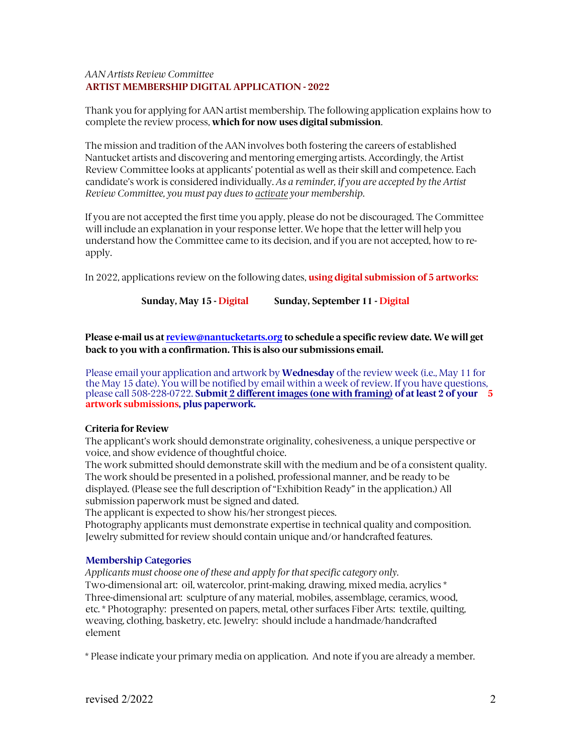*AAN Artists Review Committee*
**ARTIST MEMBERSHIP DIGITAL APPLICATION - 2022**

Thank you for applying for AAN artist membership. The following application explains how to complete the review process, **which for now uses digital submission**.

The mission and tradition of the AAN involves both fostering the careers of established Nantucket artists and discovering and mentoring emerging artists. Accordingly, the Artist Review Committee looks at applicants' potential as well as their skill and competence. Each candidate's work is considered individually. *As a reminder, if you are accepted by the Artist Review Committee, you must pay dues to activate your membership.*

If you are not accepted the first time you apply, please do not be discouraged. The Committee will include an explanation in your response letter. We hope that the letter will help you understand how the Committee came to its decision, and if you are not accepted, how to re-apply.

In 2022, applications review on the following dates, **using digital submission of 5 artworks:**

**Sunday, May 15 - Digital** **Sunday, September 11 - Digital**

**Please e-mail us at review@nantucketarts.org to schedule a specific review date. We will get back to you with a confirmation. This is also our submissions email.**

Please email your application and artwork by **Wednesday** of the review week (i.e., May 11 for the May 15 date). You will be notified by email within a week of review. If you have questions, please call 508-228-0722. **Submit 2 different images (one with framing) of at least 2 of your 5 artwork submissions, plus paperwork.**

**Criteria for Review**

The applicant's work should demonstrate originality, cohesiveness, a unique perspective or voice, and show evidence of thoughtful choice.
The work submitted should demonstrate skill with the medium and be of a consistent quality.
The work should be presented in a polished, professional manner, and be ready to be displayed. (Please see the full description of "Exhibition Ready" in the application.) All submission paperwork must be signed and dated.
The applicant is expected to show his/her strongest pieces.
Photography applicants must demonstrate expertise in technical quality and composition.
Jewelry submitted for review should contain unique and/or handcrafted features.

**Membership Categories**

*Applicants must choose one of these and apply for that specific category only.*
Two-dimensional art: oil, watercolor, print-making, drawing, mixed media, acrylics *
Three-dimensional art: sculpture of any material, mobiles, assemblage, ceramics, wood, etc. *
Photography: presented on papers, metal, other surfaces
Fiber Arts: textile, quilting, weaving, clothing, basketry, etc.
Jewelry: should include a handmade/handcrafted element

* Please indicate your primary media on application. And note if you are already a member.

revised 2/2022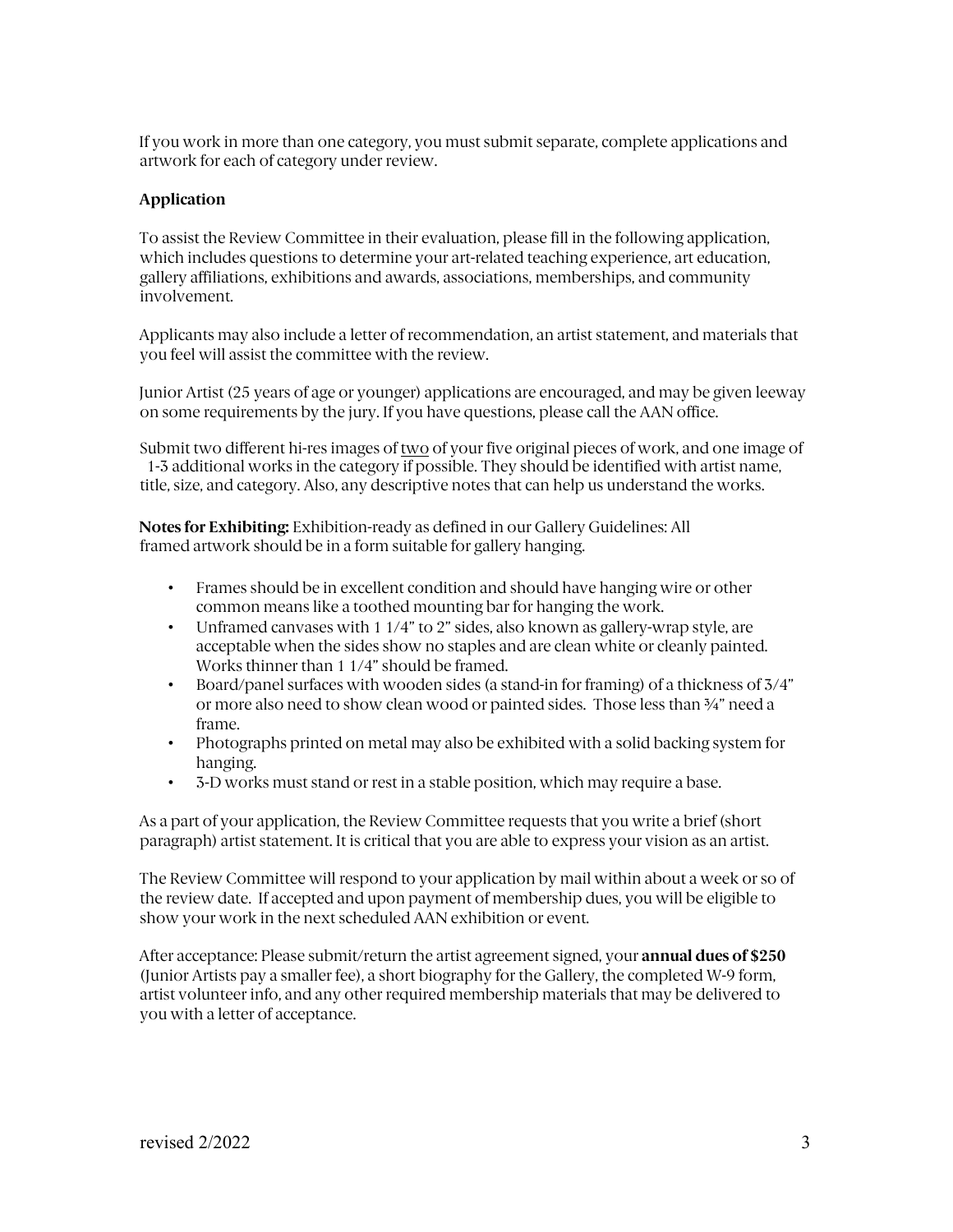If you work in more than one category, you must submit separate, complete applications and artwork for each of category under review.

**Application**

To assist the Review Committee in their evaluation, please fill in the following application, which includes questions to determine your art-related teaching experience, art education, gallery affiliations, exhibitions and awards, associations, memberships, and community involvement.

Applicants may also include a letter of recommendation, an artist statement, and materials that you feel will assist the committee with the review.

Junior Artist (25 years of age or younger) applications are encouraged, and may be given leeway on some requirements by the jury. If you have questions, please call the AAN office.

Submit two different hi-res images of <u>two</u> of your five original pieces of work, and one image of 1-3 additional works in the category if possible. They should be identified with artist name, title, size, and category. Also, any descriptive notes that can help us understand the works.

**Notes for Exhibiting:** Exhibition-ready as defined in our Gallery Guidelines: All framed artwork should be in a form suitable for gallery hanging.

- Frames should be in excellent condition and should have hanging wire or other common means like a toothed mounting bar for hanging the work.
- Unframed canvases with 1 1/4" to 2" sides, also known as gallery-wrap style, are acceptable when the sides show no staples and are clean white or cleanly painted. Works thinner than 1 1/4" should be framed.
- Board/panel surfaces with wooden sides (a stand-in for framing) of a thickness of 3/4" or more also need to show clean wood or painted sides. Those less than ¾" need a frame.
- Photographs printed on metal may also be exhibited with a solid backing system for hanging.
- 3-D works must stand or rest in a stable position, which may require a base.

As a part of your application, the Review Committee requests that you write a brief (short paragraph) artist statement. It is critical that you are able to express your vision as an artist.

The Review Committee will respond to your application by mail within about a week or so of the review date. If accepted and upon payment of membership dues, you will be eligible to show your work in the next scheduled AAN exhibition or event.

After acceptance: Please submit/return the artist agreement signed, your **annual dues of $250** (Junior Artists pay a smaller fee), a short biography for the Gallery, the completed W-9 form, artist volunteer info, and any other required membership materials that may be delivered to you with a letter of acceptance.

revised 2/2022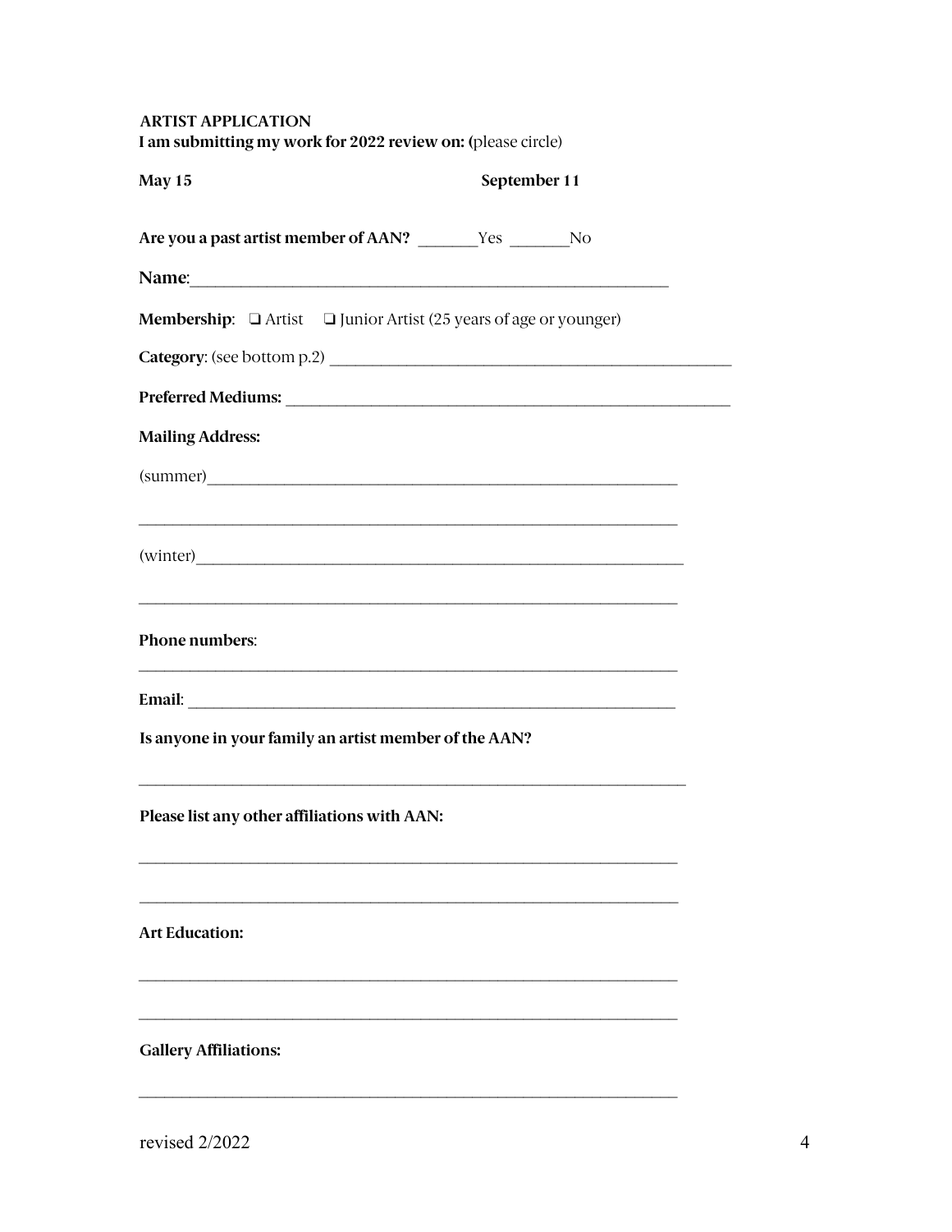**ARTIST APPLICATION**

**I am submitting my work for 2022 review on: (**please circle)

**May 15** **September 11**

**Are you a past artist member of AAN?** _______Yes _______No

**Name**:_______________________________________________________

**Membership**: ❑ Artist ❑ Junior Artist (25 years of age or younger)

**Category**: (see bottom p.2) ______________________________________________

**Preferred Mediums:** ____________________________________________________

**Mailing Address:**

(summer)______________________________________________________

______________________________________________________________

(winter)_______________________________________________________

______________________________________________________________

**Phone numbers**:

______________________________________________________________

**Email**: _______________________________________________________

**Is anyone in your family an artist member of the AAN?**

______________________________________________________________

**Please list any other affiliations with AAN:**

______________________________________________________________

______________________________________________________________

**Art Education:**

______________________________________________________________

______________________________________________________________

**Gallery Affiliations:**

______________________________________________________________

revised 2/2022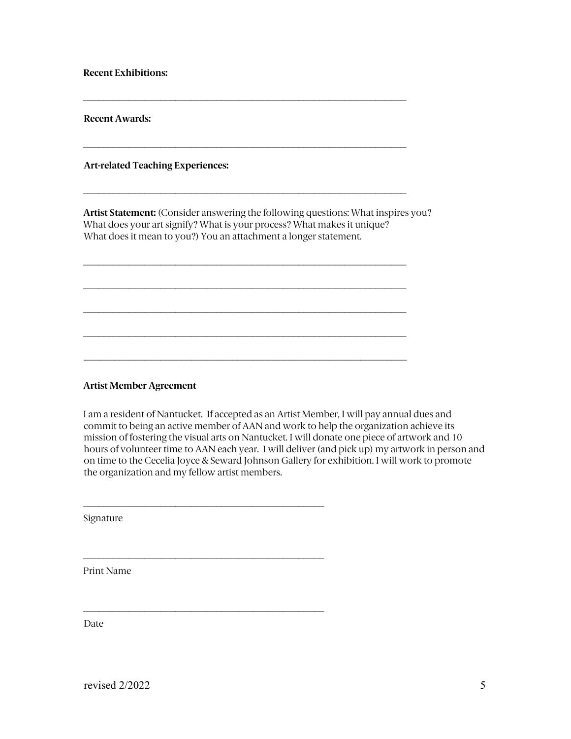**Recent Exhibitions:**

\_\_\_\_\_\_\_\_\_\_\_\_\_\_\_\_\_\_\_\_\_\_\_\_\_\_\_\_\_\_\_\_\_\_\_\_\_\_\_\_\_\_\_\_\_\_\_\_\_\_\_\_\_\_\_\_\_\_\_\_\_\_\_\_

**Recent Awards:**

\_\_\_\_\_\_\_\_\_\_\_\_\_\_\_\_\_\_\_\_\_\_\_\_\_\_\_\_\_\_\_\_\_\_\_\_\_\_\_\_\_\_\_\_\_\_\_\_\_\_\_\_\_\_\_\_\_\_\_\_\_\_\_\_

**Art-related Teaching Experiences:**

\_\_\_\_\_\_\_\_\_\_\_\_\_\_\_\_\_\_\_\_\_\_\_\_\_\_\_\_\_\_\_\_\_\_\_\_\_\_\_\_\_\_\_\_\_\_\_\_\_\_\_\_\_\_\_\_\_\_\_\_\_\_\_\_

**Artist Statement:** (Consider answering the following questions: What inspires you? What does your art signify? What is your process? What makes it unique? What does it mean to you?) You an attachment a longer statement.

\_\_\_\_\_\_\_\_\_\_\_\_\_\_\_\_\_\_\_\_\_\_\_\_\_\_\_\_\_\_\_\_\_\_\_\_\_\_\_\_\_\_\_\_\_\_\_\_\_\_\_\_\_\_\_\_\_\_\_\_\_\_\_\_

\_\_\_\_\_\_\_\_\_\_\_\_\_\_\_\_\_\_\_\_\_\_\_\_\_\_\_\_\_\_\_\_\_\_\_\_\_\_\_\_\_\_\_\_\_\_\_\_\_\_\_\_\_\_\_\_\_\_\_\_\_\_\_\_

\_\_\_\_\_\_\_\_\_\_\_\_\_\_\_\_\_\_\_\_\_\_\_\_\_\_\_\_\_\_\_\_\_\_\_\_\_\_\_\_\_\_\_\_\_\_\_\_\_\_\_\_\_\_\_\_\_\_\_\_\_\_\_\_

\_\_\_\_\_\_\_\_\_\_\_\_\_\_\_\_\_\_\_\_\_\_\_\_\_\_\_\_\_\_\_\_\_\_\_\_\_\_\_\_\_\_\_\_\_\_\_\_\_\_\_\_\_\_\_\_\_\_\_\_\_\_\_\_

\_\_\_\_\_\_\_\_\_\_\_\_\_\_\_\_\_\_\_\_\_\_\_\_\_\_\_\_\_\_\_\_\_\_\_\_\_\_\_\_\_\_\_\_\_\_\_\_\_\_\_\_\_\_\_\_\_\_\_\_\_\_\_\_

**Artist Member Agreement**

I am a resident of Nantucket. If accepted as an Artist Member, I will pay annual dues and commit to being an active member of AAN and work to help the organization achieve its mission of fostering the visual arts on Nantucket. I will donate one piece of artwork and 10 hours of volunteer time to AAN each year. I will deliver (and pick up) my artwork in person and on time to the Cecelia Joyce & Seward Johnson Gallery for exhibition. I will work to promote the organization and my fellow artist members.

\_\_\_\_\_\_\_\_\_\_\_\_\_\_\_\_\_\_\_\_\_\_\_\_\_\_\_\_\_\_\_\_\_\_\_\_\_\_\_\_\_\_\_\_\_\_\_\_

Signature

\_\_\_\_\_\_\_\_\_\_\_\_\_\_\_\_\_\_\_\_\_\_\_\_\_\_\_\_\_\_\_\_\_\_\_\_\_\_\_\_\_\_\_\_\_\_\_\_

Print Name

\_\_\_\_\_\_\_\_\_\_\_\_\_\_\_\_\_\_\_\_\_\_\_\_\_\_\_\_\_\_\_\_\_\_\_\_\_\_\_\_\_\_\_\_\_\_\_\_

Date

revised 2/2022